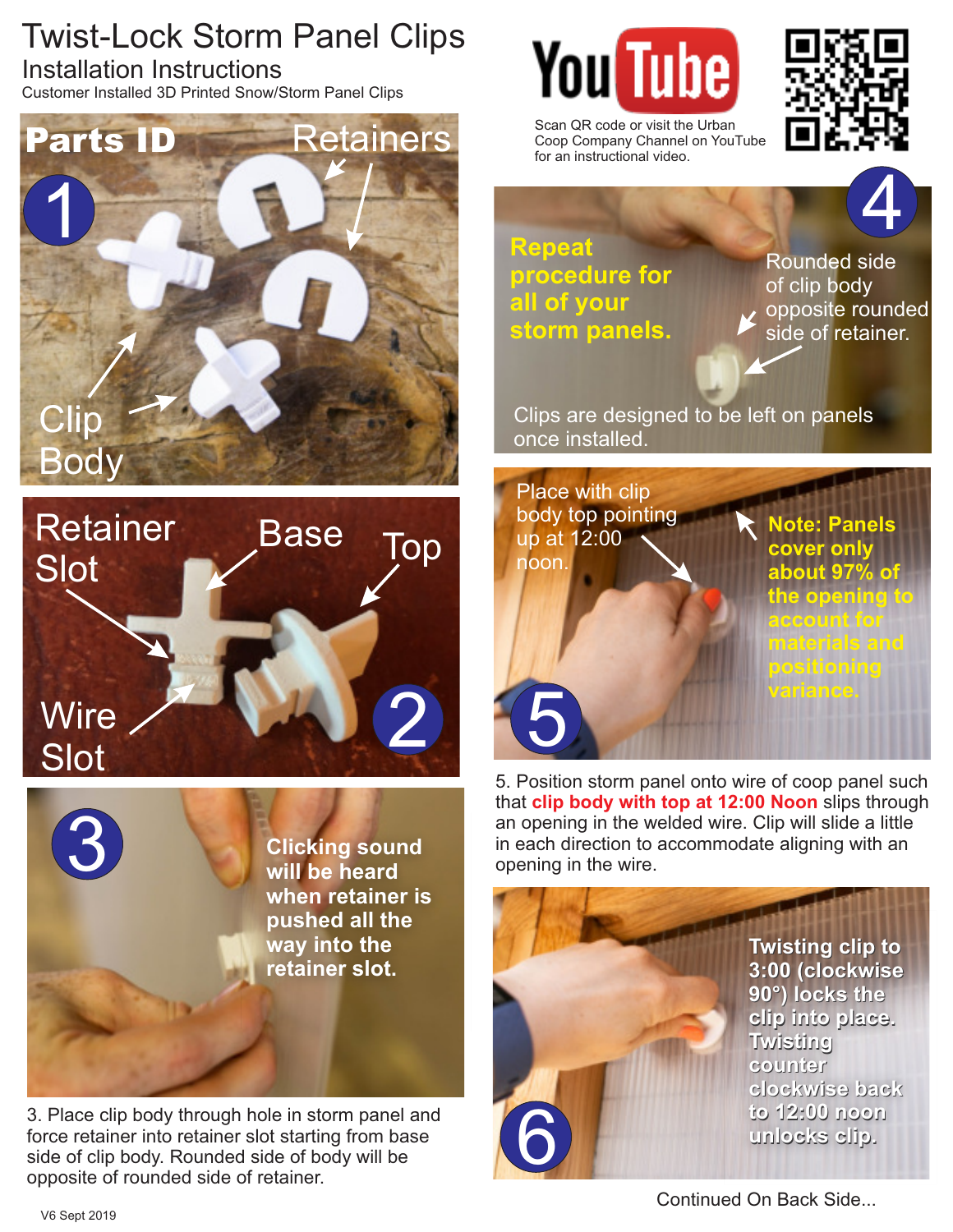# Twist-Lock Storm Panel Clips

## Installation Instructions

Customer Installed 3D Printed Snow/Storm Panel Clips

Scan QR code or visit the Urban Coop Company Channel on YouTube for an instructional video.

**Parts ID**

1

Retainers

Clip Body

2

Retainer Slot

Base

Top

Wire Slot

3

**Clicking sound will be heard when retainer is pushed all the way into the retainer slot.**

3. Place clip body through hole in storm panel and force retainer into retainer slot starting from base side of clip body. Rounded side of body will be opposite of rounded side of retainer.

4

**Repeat procedure for all of your storm panels.**

Rounded side of clip body opposite rounded side of retainer.

Clips are designed to be left on panels once installed.

5

Place with clip body top pointing up at 12:00 noon.

**Note: Panels cover only about 97% of the opening to account for materials and positioning variance.**

5. Position storm panel onto wire of coop panel such that **clip body with top at 12:00 Noon** slips through an opening in the welded wire. Clip will slide a little in each direction to accommodate aligning with an opening in the wire.

6

**Twisting clip to 3:00 (clockwise 90°) locks the clip into place. Twisting counter clockwise back to 12:00 noon unlocks clip.**

Continued On Back Side...

V6 Sept 2019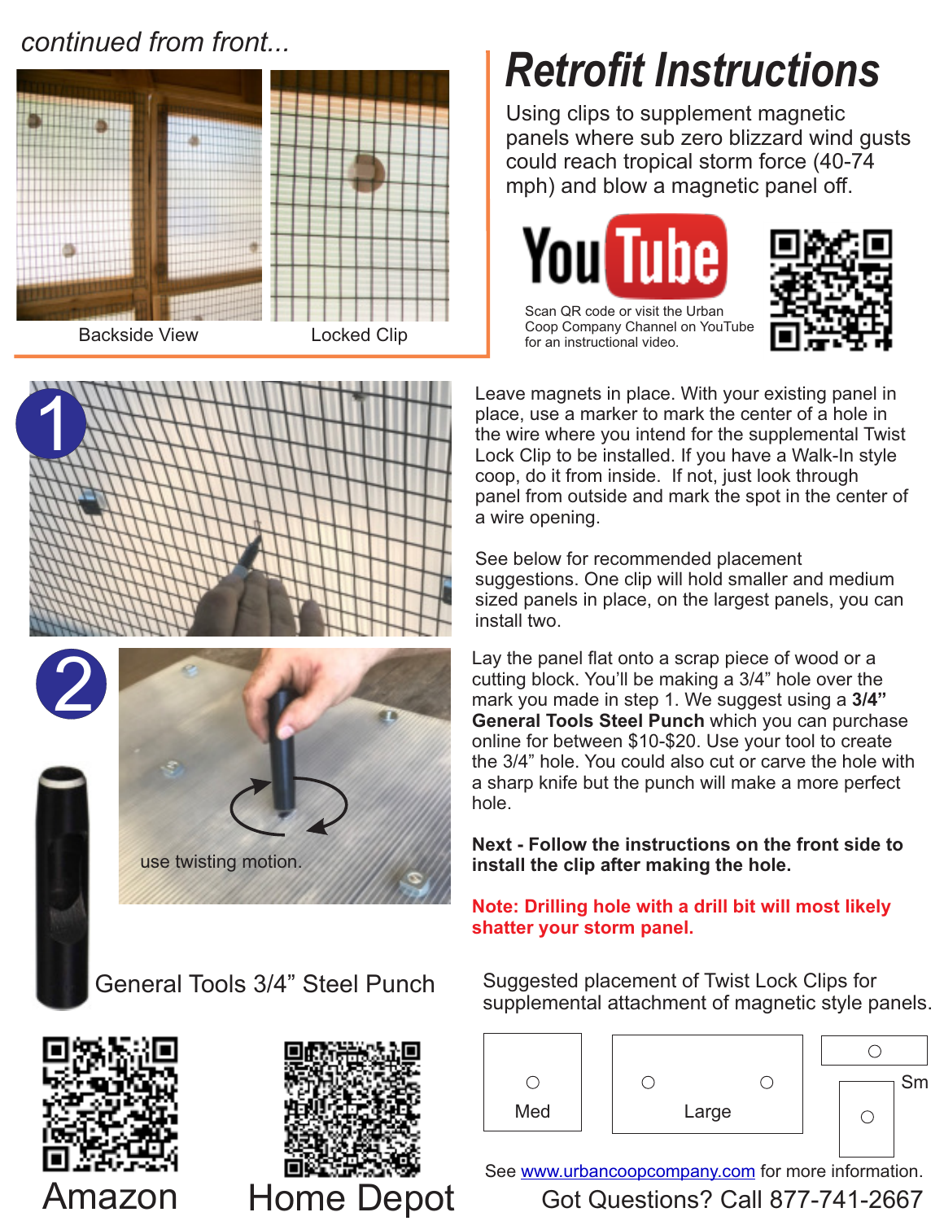*continued from front...*

Backside View

Locked Clip

# Retrofit Instructions

Using clips to supplement magnetic panels where sub zero blizzard wind gusts could reach tropical storm force (40-74 mph) and blow a magnetic panel off.

Scan QR code or visit the Urban Coop Company Channel on YouTube for an instructional video.

**1**

Leave magnets in place. With your existing panel in place, use a marker to mark the center of a hole in the wire where you intend for the supplemental Twist Lock Clip to be installed. If you have a Walk-In style coop, do it from inside. If not, just look through panel from outside and mark the spot in the center of a wire opening.

See below for recommended placement suggestions. One clip will hold smaller and medium sized panels in place, on the largest panels, you can install two.

**2**

use twisting motion.

Lay the panel flat onto a scrap piece of wood or a cutting block. You'll be making a 3/4" hole over the mark you made in step 1. We suggest using a **3/4" General Tools Steel Punch** which you can purchase online for between $10-$20. Use your tool to create the 3/4" hole. You could also cut or carve the hole with a sharp knife but the punch will make a more perfect hole.

**Next - Follow the instructions on the front side to install the clip after making the hole.**

**Note: Drilling hole with a drill bit will most likely shatter your storm panel.**

General Tools 3/4" Steel Punch

Amazon

Home Depot

Suggested placement of Twist Lock Clips for supplemental attachment of magnetic style panels.

Med

Large

Sm

See www.urbancoopcompany.com for more information.

Got Questions? Call 877-741-2667